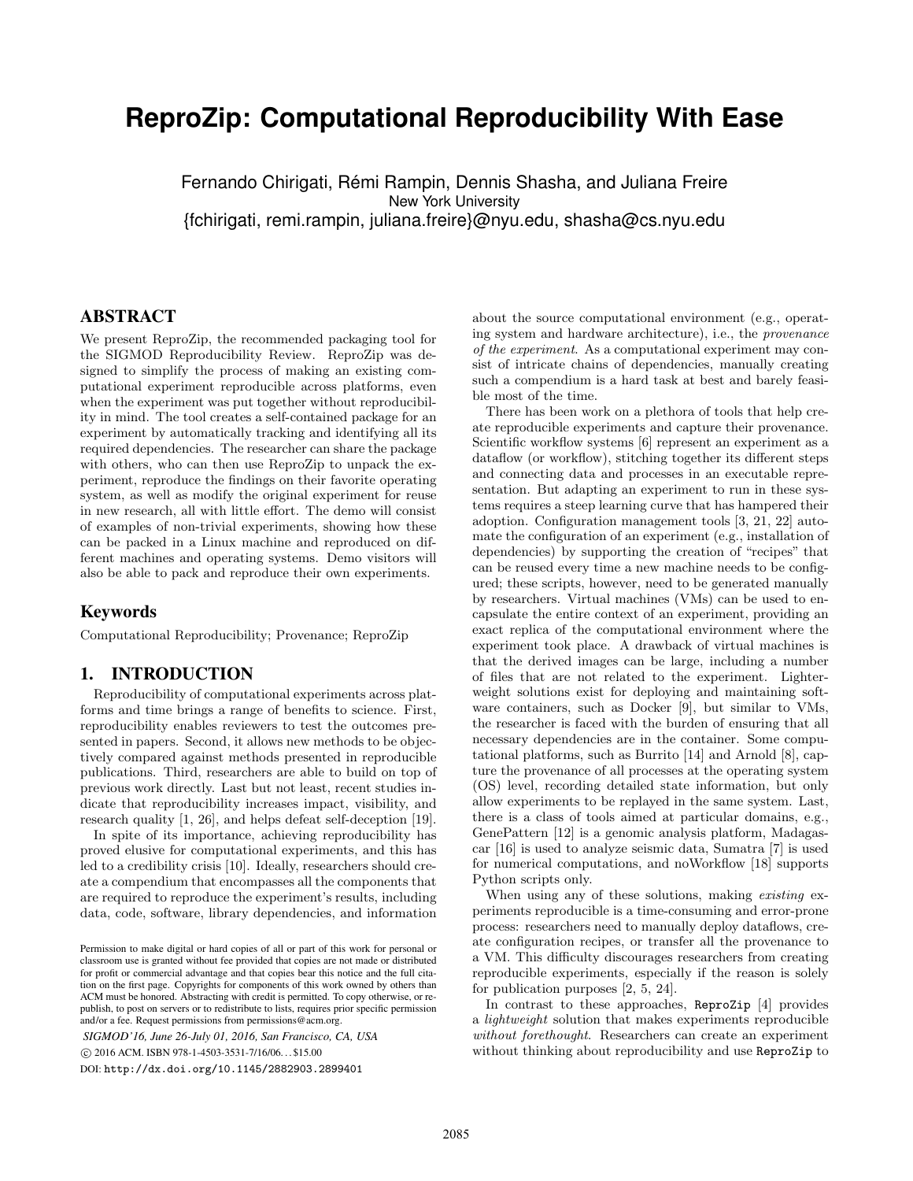# ReproZip: Computational Reproducibility With Ease

Fernando Chirigati, Rémi Rampin, Dennis Shasha, and Juliana Freire
New York University
{fchirigati, remi.rampin, juliana.freire}@nyu.edu, shasha@cs.nyu.edu

## ABSTRACT

We present ReproZip, the recommended packaging tool for the SIGMOD Reproducibility Review. ReproZip was designed to simplify the process of making an existing computational experiment reproducible across platforms, even when the experiment was put together without reproducibility in mind. The tool creates a self-contained package for an experiment by automatically tracking and identifying all its required dependencies. The researcher can share the package with others, who can then use ReproZip to unpack the experiment, reproduce the findings on their favorite operating system, as well as modify the original experiment for reuse in new research, all with little effort. The demo will consist of examples of non-trivial experiments, showing how these can be packed in a Linux machine and reproduced on different machines and operating systems. Demo visitors will also be able to pack and reproduce their own experiments.

## Keywords

Computational Reproducibility; Provenance; ReproZip

## 1. INTRODUCTION

Reproducibility of computational experiments across platforms and time brings a range of benefits to science. First, reproducibility enables reviewers to test the outcomes presented in papers. Second, it allows new methods to be objectively compared against methods presented in reproducible publications. Third, researchers are able to build on top of previous work directly. Last but not least, recent studies indicate that reproducibility increases impact, visibility, and research quality [1, 26], and helps defeat self-deception [19].

In spite of its importance, achieving reproducibility has proved elusive for computational experiments, and this has led to a credibility crisis [10]. Ideally, researchers should create a compendium that encompasses all the components that are required to reproduce the experiment's results, including data, code, software, library dependencies, and information about the source computational environment (e.g., operating system and hardware architecture), i.e., the *provenance of the experiment*. As a computational experiment may consist of intricate chains of dependencies, manually creating such a compendium is a hard task at best and barely feasible most of the time.

There has been work on a plethora of tools that help create reproducible experiments and capture their provenance. Scientific workflow systems [6] represent an experiment as a dataflow (or workflow), stitching together its different steps and connecting data and processes in an executable representation. But adapting an experiment to run in these systems requires a steep learning curve that has hampered their adoption. Configuration management tools [3, 21, 22] automate the configuration of an experiment (e.g., installation of dependencies) by supporting the creation of "recipes" that can be reused every time a new machine needs to be configured; these scripts, however, need to be generated manually by researchers. Virtual machines (VMs) can be used to encapsulate the entire context of an experiment, providing an exact replica of the computational environment where the experiment took place. A drawback of virtual machines is that the derived images can be large, including a number of files that are not related to the experiment. Lighterweight solutions exist for deploying and maintaining software containers, such as Docker [9], but similar to VMs, the researcher is faced with the burden of ensuring that all necessary dependencies are in the container. Some computational platforms, such as Burrito [14] and Arnold [8], capture the provenance of all processes at the operating system (OS) level, recording detailed state information, but only allow experiments to be replayed in the same system. Last, there is a class of tools aimed at particular domains, e.g., GenePattern [12] is a genomic analysis platform, Madagascar [16] is used to analyze seismic data, Sumatra [7] is used for numerical computations, and noWorkflow [18] supports Python scripts only.

When using any of these solutions, making *existing* experiments reproducible is a time-consuming and error-prone process: researchers need to manually deploy dataflows, create configuration recipes, or transfer all the provenance to a VM. This difficulty discourages researchers from creating reproducible experiments, especially if the reason is solely for publication purposes [2, 5, 24].

In contrast to these approaches, ReproZip [4] provides a *lightweight* solution that makes experiments reproducible *without forethought*. Researchers can create an experiment without thinking about reproducibility and use ReproZip to

Permission to make digital or hard copies of all or part of this work for personal or classroom use is granted without fee provided that copies are not made or distributed for profit or commercial advantage and that copies bear this notice and the full citation on the first page. Copyrights for components of this work owned by others than ACM must be honored. Abstracting with credit is permitted. To copy otherwise, or republish, to post on servers or to redistribute to lists, requires prior specific permission and/or a fee. Request permissions from permissions@acm.org.

*SIGMOD'16, June 26-July 01, 2016, San Francisco, CA, USA*
© 2016 ACM. ISBN 978-1-4503-3531-7/16/06...$15.00
DOI: http://dx.doi.org/10.1145/2882903.2899401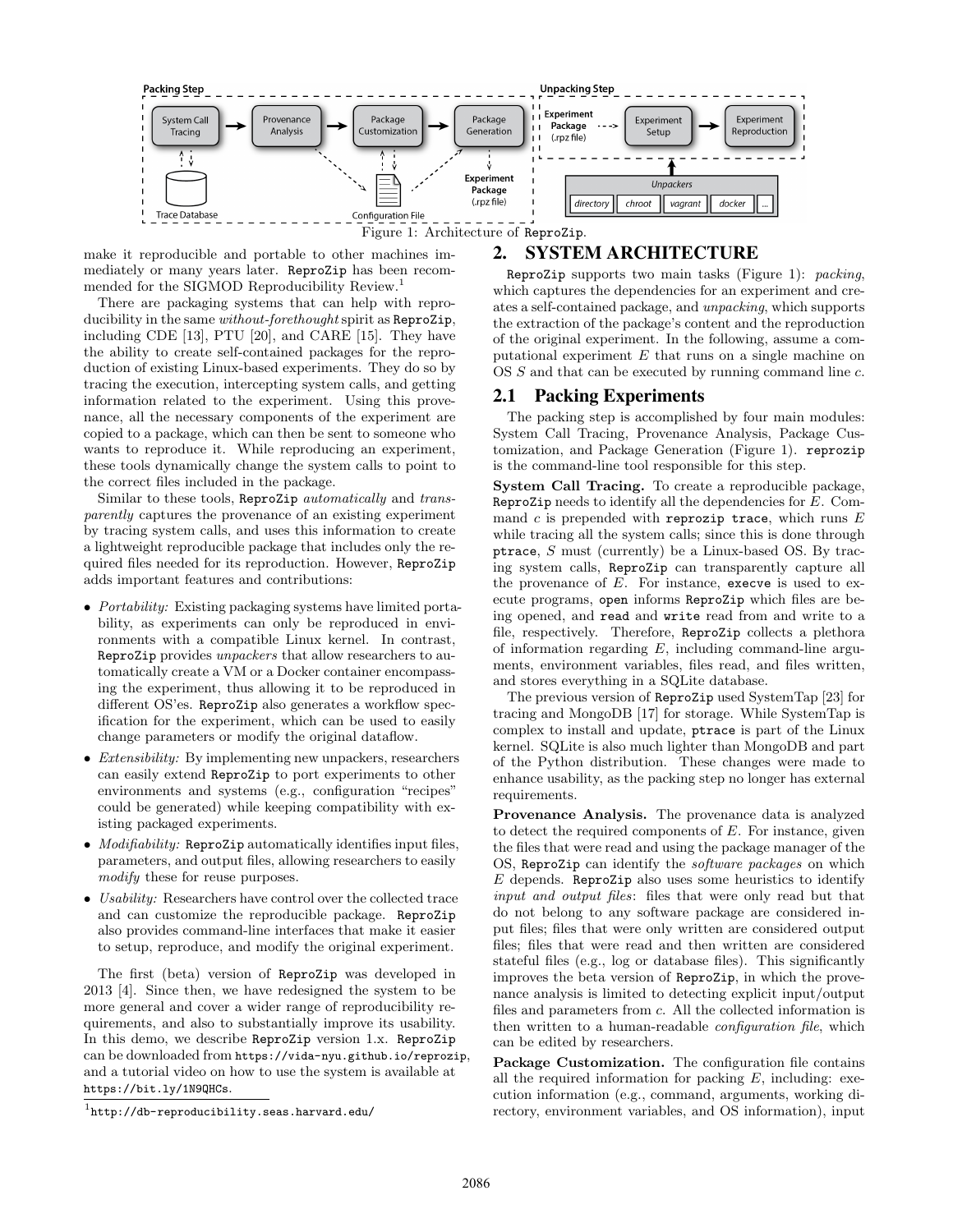Figure 1: Architecture of ReproZip.

make it reproducible and portable to other machines immediately or many years later. ReproZip has been recommended for the SIGMOD Reproducibility Review.[1]

There are packaging systems that can help with reproducibility in the same *without-forethought* spirit as ReproZip, including CDE [13], PTU [20], and CARE [15]. They have the ability to create self-contained packages for the reproduction of existing Linux-based experiments. They do so by tracing the execution, intercepting system calls, and getting information related to the experiment. Using this provenance, all the necessary components of the experiment are copied to a package, which can then be sent to someone who wants to reproduce it. While reproducing an experiment, these tools dynamically change the system calls to point to the correct files included in the package.

Similar to these tools, ReproZip *automatically* and *transparently* captures the provenance of an existing experiment by tracing system calls, and uses this information to create a lightweight reproducible package that includes only the required files needed for its reproduction. However, ReproZip adds important features and contributions:

- *Portability:* Existing packaging systems have limited portability, as experiments can only be reproduced in environments with a compatible Linux kernel. In contrast, ReproZip provides *unpackers* that allow researchers to automatically create a VM or a Docker container encompassing the experiment, thus allowing it to be reproduced in different OS'es. ReproZip also generates a workflow specification for the experiment, which can be used to easily change parameters or modify the original dataflow.
- *Extensibility:* By implementing new unpackers, researchers can easily extend ReproZip to port experiments to other environments and systems (e.g., configuration "recipes" could be generated) while keeping compatibility with existing packaged experiments.
- *Modifiability:* ReproZip automatically identifies input files, parameters, and output files, allowing researchers to easily *modify* these for reuse purposes.
- *Usability:* Researchers have control over the collected trace and can customize the reproducible package. ReproZip also provides command-line interfaces that make it easier to setup, reproduce, and modify the original experiment.

The first (beta) version of ReproZip was developed in 2013 [4]. Since then, we have redesigned the system to be more general and cover a wider range of reproducibility requirements, and also to substantially improve its usability. In this demo, we describe ReproZip version 1.x. ReproZip can be downloaded from https://vida-nyu.github.io/reprozip, and a tutorial video on how to use the system is available at https://bit.ly/1N9QHCs.

[1] http://db-reproducibility.seas.harvard.edu/

## 2. SYSTEM ARCHITECTURE

ReproZip supports two main tasks (Figure 1): *packing*, which captures the dependencies for an experiment and creates a self-contained package, and *unpacking*, which supports the extraction of the package's content and the reproduction of the original experiment. In the following, assume a computational experiment $E$ that runs on a single machine on OS $S$ and that can be executed by running command line $c$.

### 2.1 Packing Experiments

The packing step is accomplished by four main modules: System Call Tracing, Provenance Analysis, Package Customization, and Package Generation (Figure 1). `reprozip` is the command-line tool responsible for this step.

**System Call Tracing.** To create a reproducible package, ReproZip needs to identify all the dependencies for $E$. Command $c$ is prepended with `reprozip trace`, which runs $E$ while tracing all the system calls; since this is done through `ptrace`, $S$ must (currently) be a Linux-based OS. By tracing system calls, ReproZip can transparently capture all the provenance of $E$. For instance, `execve` is used to execute programs, `open` informs ReproZip which files are being opened, and `read` and `write` read from and write to a file, respectively. Therefore, ReproZip collects a plethora of information regarding $E$, including command-line arguments, environment variables, files read, and files written, and stores everything in a SQLite database.

The previous version of ReproZip used SystemTap [23] for tracing and MongoDB [17] for storage. While SystemTap is complex to install and update, `ptrace` is part of the Linux kernel. SQLite is also much lighter than MongoDB and part of the Python distribution. These changes were made to enhance usability, as the packing step no longer has external requirements.

**Provenance Analysis.** The provenance data is analyzed to detect the required components of $E$. For instance, given the files that were read and using the package manager of the OS, ReproZip can identify the *software packages* on which $E$ depends. ReproZip also uses some heuristics to identify *input and output files*: files that were only read but that do not belong to any software package are considered input files; files that were only written are considered output files; files that were read and then written are considered stateful files (e.g., log or database files). This significantly improves the beta version of ReproZip, in which the provenance analysis is limited to detecting explicit input/output files and parameters from $c$. All the collected information is then written to a human-readable *configuration file*, which can be edited by researchers.

**Package Customization.** The configuration file contains all the required information for packing $E$, including: execution information (e.g., command, arguments, working directory, environment variables, and OS information), input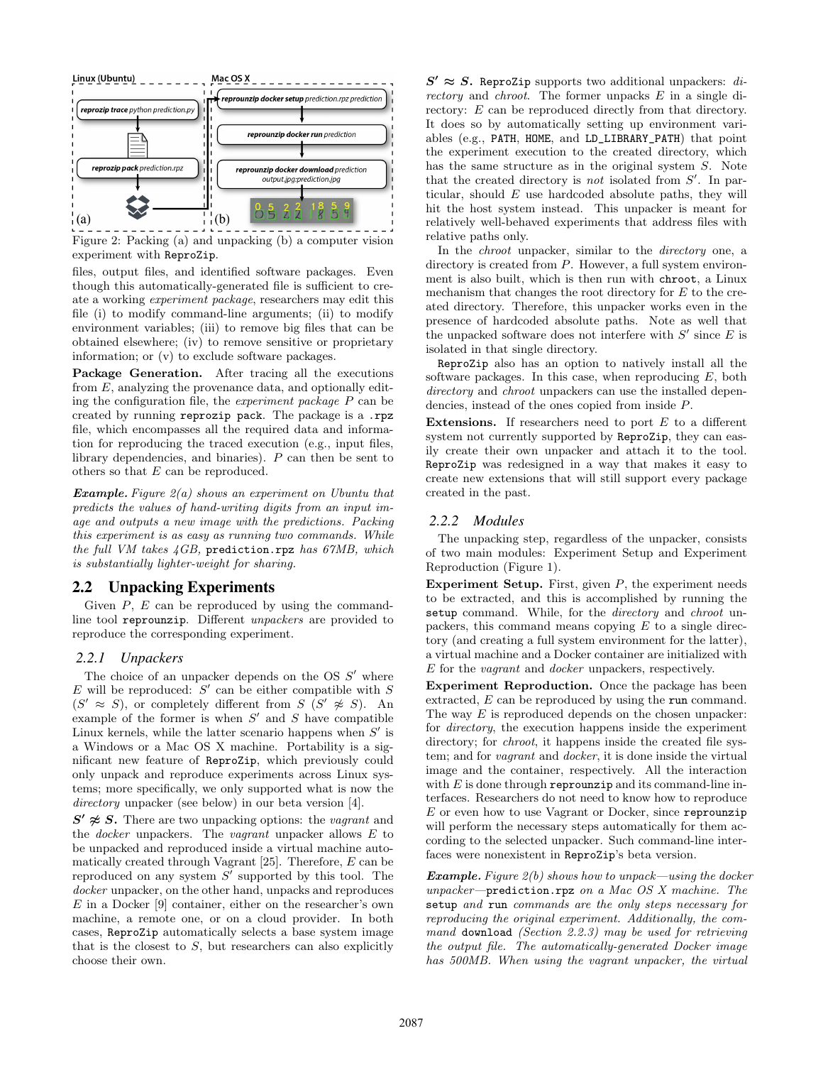Linux (Ubuntu)

reprozip trace python prediction.py

reprozip pack prediction.rpz

(a)

Mac OS X

reprounzip docker setup prediction.rpz prediction

reprounzip docker run prediction

reprounzip docker download prediction output.jpg:prediction.jpg

(b)

Figure 2: Packing (a) and unpacking (b) a computer vision experiment with ReproZip.

files, output files, and identified software packages. Even though this automatically-generated file is sufficient to create a working *experiment package*, researchers may edit this file (i) to modify command-line arguments; (ii) to modify environment variables; (iii) to remove big files that can be obtained elsewhere; (iv) to remove sensitive or proprietary information; or (v) to exclude software packages.

**Package Generation.** After tracing all the executions from $E$, analyzing the provenance data, and optionally editing the configuration file, the *experiment package* $P$ can be created by running `reprozip pack`. The package is a `.rpz` file, which encompasses all the required data and information for reproducing the traced execution (e.g., input files, library dependencies, and binaries). $P$ can then be sent to others so that $E$ can be reproduced.

***Example.*** *Figure 2(a) shows an experiment on Ubuntu that predicts the values of hand-writing digits from an input image and outputs a new image with the predictions. Packing this experiment is as easy as running two commands. While the full VM takes 4GB,* `prediction.rpz` *has 67MB, which is substantially lighter-weight for sharing.*

## 2.2 Unpacking Experiments

Given $P$, $E$ can be reproduced by using the command-line tool `reprounzip`. Different *unpackers* are provided to reproduce the corresponding experiment.

### 2.2.1 Unpackers

The choice of an unpacker depends on the OS $S'$ where $E$ will be reproduced: $S'$ can be either compatible with $S$ ($S' \approx S$), or completely different from $S$ ($S' \not\approx S$). An example of the former is when $S'$ and $S$ have compatible Linux kernels, while the latter scenario happens when $S'$ is a Windows or a Mac OS X machine. Portability is a significant new feature of ReproZip, which previously could only unpack and reproduce experiments across Linux systems; more specifically, we only supported what is now the *directory* unpacker (see below) in our beta version [4].

**$S' \not\approx S$.** There are two unpacking options: the *vagrant* and the *docker* unpackers. The *vagrant* unpacker allows $E$ to be unpacked and reproduced inside a virtual machine automatically created through Vagrant [25]. Therefore, $E$ can be reproduced on any system $S'$ supported by this tool. The *docker* unpacker, on the other hand, unpacks and reproduces $E$ in a Docker [9] container, either on the researcher's own machine, a remote one, or on a cloud provider. In both cases, ReproZip automatically selects a base system image that is the closest to $S$, but researchers can also explicitly choose their own.

**$S' \approx S$.** ReproZip supports two additional unpackers: *directory* and *chroot*. The former unpacks $E$ in a single directory: $E$ can be reproduced directly from that directory. It does so by automatically setting up environment variables (e.g., `PATH`, `HOME`, and `LD_LIBRARY_PATH`) that point the experiment execution to the created directory, which has the same structure as in the original system $S$. Note that the created directory is *not* isolated from $S'$. In particular, should $E$ use hardcoded absolute paths, they will hit the host system instead. This unpacker is meant for relatively well-behaved experiments that address files with relative paths only.

In the *chroot* unpacker, similar to the *directory* one, a directory is created from $P$. However, a full system environment is also built, which is then run with `chroot`, a Linux mechanism that changes the root directory for $E$ to the created directory. Therefore, this unpacker works even in the presence of hardcoded absolute paths. Note as well that the unpacked software does not interfere with $S'$ since $E$ is isolated in that single directory.

ReproZip also has an option to natively install all the software packages. In this case, when reproducing $E$, both *directory* and *chroot* unpackers can use the installed dependencies, instead of the ones copied from inside $P$.

**Extensions.** If researchers need to port $E$ to a different system not currently supported by ReproZip, they can easily create their own unpacker and attach it to the tool. ReproZip was redesigned in a way that makes it easy to create new extensions that will still support every package created in the past.

### 2.2.2 Modules

The unpacking step, regardless of the unpacker, consists of two main modules: Experiment Setup and Experiment Reproduction (Figure 1).

**Experiment Setup.** First, given $P$, the experiment needs to be extracted, and this is accomplished by running the `setup` command. While, for the *directory* and *chroot* unpackers, this command means copying $E$ to a single directory (and creating a full system environment for the latter), a virtual machine and a Docker container are initialized with $E$ for the *vagrant* and *docker* unpackers, respectively.

**Experiment Reproduction.** Once the package has been extracted, $E$ can be reproduced by using the `run` command. The way $E$ is reproduced depends on the chosen unpacker: for *directory*, the execution happens inside the experiment directory; for *chroot*, it happens inside the created file system; and for *vagrant* and *docker*, it is done inside the virtual image and the container, respectively. All the interaction with $E$ is done through `reprounzip` and its command-line interfaces. Researchers do not need to know how to reproduce $E$ or even how to use Vagrant or Docker, since `reprounzip` will perform the necessary steps automatically for them according to the selected unpacker. Such command-line interfaces were nonexistent in ReproZip's beta version.

***Example.*** *Figure 2(b) shows how to unpack—using the docker unpacker—*`prediction.rpz` *on a Mac OS X machine. The* `setup` *and* `run` *commands are the only steps necessary for reproducing the original experiment. Additionally, the command* `download` *(Section 2.2.3) may be used for retrieving the output file. The automatically-generated Docker image has 500MB. When using the vagrant unpacker, the virtual*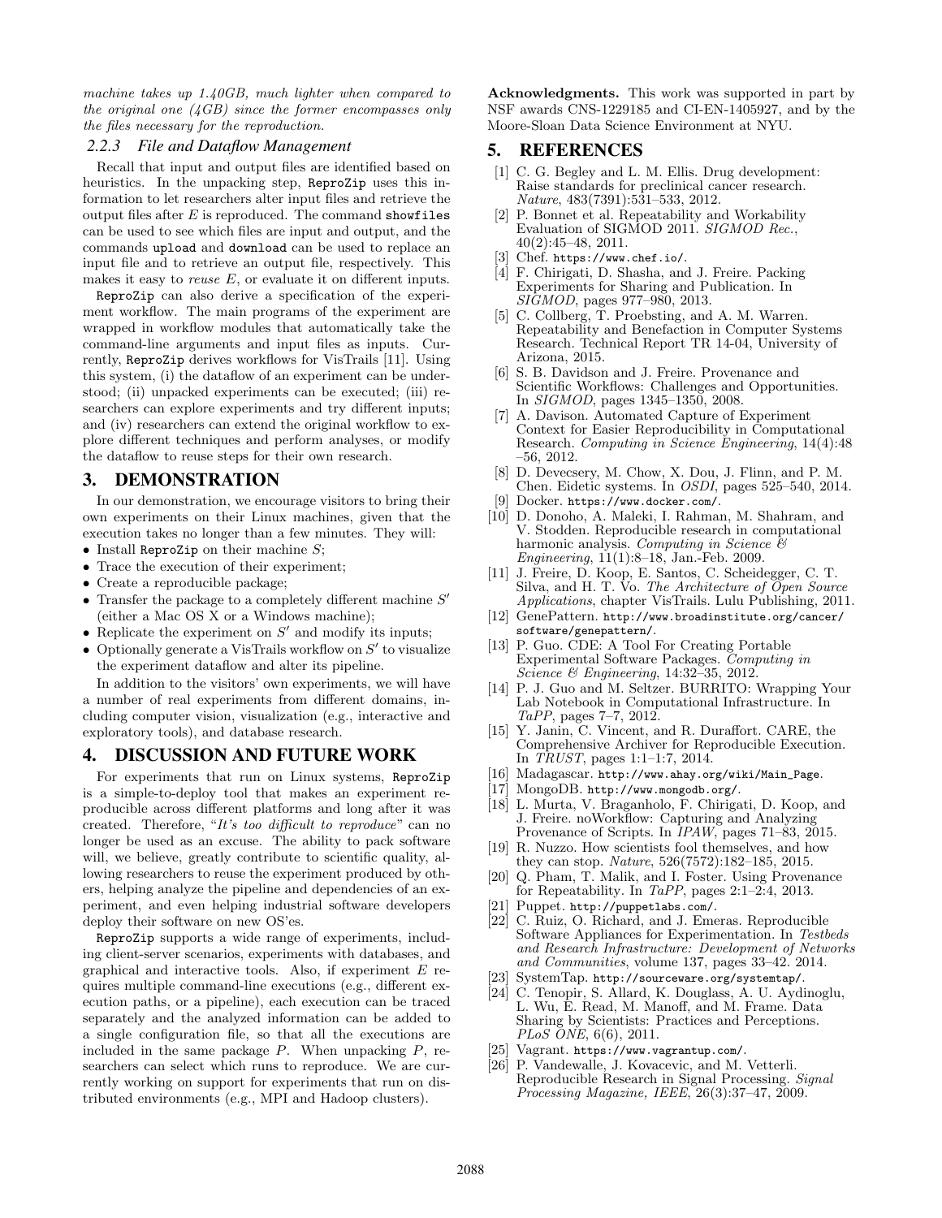*machine takes up 1.40GB, much lighter when compared to the original one (4GB) since the former encompasses only the files necessary for the reproduction.*

### 2.2.3 File and Dataflow Management

Recall that input and output files are identified based on heuristics. In the unpacking step, ReproZip uses this information to let researchers alter input files and retrieve the output files after $E$ is reproduced. The command `showfiles` can be used to see which files are input and output, and the commands `upload` and `download` can be used to replace an input file and to retrieve an output file, respectively. This makes it easy to *reuse* $E$, or evaluate it on different inputs.

ReproZip can also derive a specification of the experiment workflow. The main programs of the experiment are wrapped in workflow modules that automatically take the command-line arguments and input files as inputs. Currently, ReproZip derives workflows for VisTrails [11]. Using this system, (i) the dataflow of an experiment can be understood; (ii) unpacked experiments can be executed; (iii) researchers can explore experiments and try different inputs; and (iv) researchers can extend the original workflow to explore different techniques and perform analyses, or modify the dataflow to reuse steps for their own research.

## 3. DEMONSTRATION

In our demonstration, we encourage visitors to bring their own experiments on their Linux machines, given that the execution takes no longer than a few minutes. They will:

- Install ReproZip on their machine $S$;
- Trace the execution of their experiment;
- Create a reproducible package;
- Transfer the package to a completely different machine $S'$ (either a Mac OS X or a Windows machine);
- Replicate the experiment on $S'$ and modify its inputs;
- Optionally generate a VisTrails workflow on $S'$ to visualize the experiment dataflow and alter its pipeline.

In addition to the visitors' own experiments, we will have a number of real experiments from different domains, including computer vision, visualization (e.g., interactive and exploratory tools), and database research.

## 4. DISCUSSION AND FUTURE WORK

For experiments that run on Linux systems, ReproZip is a simple-to-deploy tool that makes an experiment reproducible across different platforms and long after it was created. Therefore, "*It's too difficult to reproduce*" can no longer be used as an excuse. The ability to pack software will, we believe, greatly contribute to scientific quality, allowing researchers to reuse the experiment produced by others, helping analyze the pipeline and dependencies of an experiment, and even helping industrial software developers deploy their software on new OS'es.

ReproZip supports a wide range of experiments, including client-server scenarios, experiments with databases, and graphical and interactive tools. Also, if experiment $E$ requires multiple command-line executions (e.g., different execution paths, or a pipeline), each execution can be traced separately and the analyzed information can be added to a single configuration file, so that all the executions are included in the same package $P$. When unpacking $P$, researchers can select which runs to reproduce. We are currently working on support for experiments that run on distributed environments (e.g., MPI and Hadoop clusters).

**Acknowledgments.** This work was supported in part by NSF awards CNS-1229185 and CI-EN-1405927, and by the Moore-Sloan Data Science Environment at NYU.

## 5. REFERENCES

[1] C. G. Begley and L. M. Ellis. Drug development: Raise standards for preclinical cancer research. *Nature*, 483(7391):531–533, 2012.

[2] P. Bonnet et al. Repeatability and Workability Evaluation of SIGMOD 2011. *SIGMOD Rec.*, 40(2):45–48, 2011.

[3] Chef. https://www.chef.io/.

[4] F. Chirigati, D. Shasha, and J. Freire. Packing Experiments for Sharing and Publication. In *SIGMOD*, pages 977–980, 2013.

[5] C. Collberg, T. Proebsting, and A. M. Warren. Repeatability and Benefaction in Computer Systems Research. Technical Report TR 14-04, University of Arizona, 2015.

[6] S. B. Davidson and J. Freire. Provenance and Scientific Workflows: Challenges and Opportunities. In *SIGMOD*, pages 1345–1350, 2008.

[7] A. Davison. Automated Capture of Experiment Context for Easier Reproducibility in Computational Research. *Computing in Science Engineering*, 14(4):48 –56, 2012.

[8] D. Devecsery, M. Chow, X. Dou, J. Flinn, and P. M. Chen. Eidetic systems. In *OSDI*, pages 525–540, 2014.

[9] Docker. https://www.docker.com/.

[10] D. Donoho, A. Maleki, I. Rahman, M. Shahram, and V. Stodden. Reproducible research in computational harmonic analysis. *Computing in Science & Engineering*, 11(1):8–18, Jan.-Feb. 2009.

[11] J. Freire, D. Koop, E. Santos, C. Scheidegger, C. T. Silva, and H. T. Vo. *The Architecture of Open Source Applications*, chapter VisTrails. Lulu Publishing, 2011.

[12] GenePattern. http://www.broadinstitute.org/cancer/software/genepattern/.

[13] P. Guo. CDE: A Tool For Creating Portable Experimental Software Packages. *Computing in Science & Engineering*, 14:32–35, 2012.

[14] P. J. Guo and M. Seltzer. BURRITO: Wrapping Your Lab Notebook in Computational Infrastructure. In *TaPP*, pages 7–7, 2012.

[15] Y. Janin, C. Vincent, and R. Duraffort. CARE, the Comprehensive Archiver for Reproducible Execution. In *TRUST*, pages 1:1–1:7, 2014.

[16] Madagascar. http://www.ahay.org/wiki/Main_Page.

[17] MongoDB. http://www.mongodb.org/.

[18] L. Murta, V. Braganholo, F. Chirigati, D. Koop, and J. Freire. noWorkflow: Capturing and Analyzing Provenance of Scripts. In *IPAW*, pages 71–83, 2015.

[19] R. Nuzzo. How scientists fool themselves, and how they can stop. *Nature*, 526(7572):182–185, 2015.

[20] Q. Pham, T. Malik, and I. Foster. Using Provenance for Repeatability. In *TaPP*, pages 2:1–2:4, 2013.

[21] Puppet. http://puppetlabs.com/.

[22] C. Ruiz, O. Richard, and J. Emeras. Reproducible Software Appliances for Experimentation. In *Testbeds and Research Infrastructure: Development of Networks and Communities*, volume 137, pages 33–42. 2014.

[23] SystemTap. http://sourceware.org/systemtap/.

[24] C. Tenopir, S. Allard, K. Douglass, A. U. Aydinoglu, L. Wu, E. Read, M. Manoff, and M. Frame. Data Sharing by Scientists: Practices and Perceptions. *PLoS ONE*, 6(6), 2011.

[25] Vagrant. https://www.vagrantup.com/.

[26] P. Vandewalle, J. Kovacevic, and M. Vetterli. Reproducible Research in Signal Processing. *Signal Processing Magazine, IEEE*, 26(3):37–47, 2009.